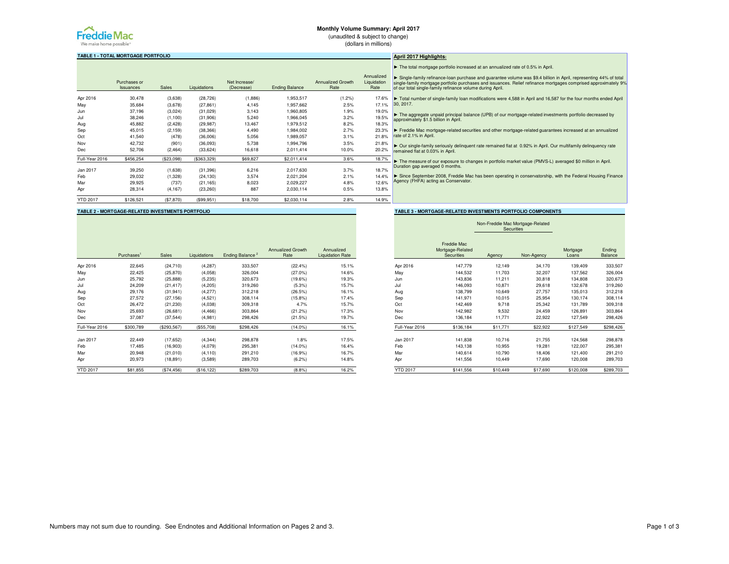# Monthly Volume Summary: April 2017

(unaudited & subject to change)

(dollars in millions)

## TABLE 1 - TOTAL MORTGAGE PORTFOLIO

| | Purchases or Issuances | Sales | Liquidations | Net Increase/ (Decrease) | Ending Balance | Annualized Growth Rate | Annualized Liquidation Rate |
|---|---|---|---|---|---|---|---|
| Apr 2016 | 30,478 | (3,638) | (28,726) | (1,886) | 1,953,517 | (1.2%) | 17.6% |
| May | 35,684 | (3,678) | (27,861) | 4,145 | 1,957,662 | 2.5% | 17.1% |
| Jun | 37,196 | (3,024) | (31,029) | 3,143 | 1,960,805 | 1.9% | 19.0% |
| Jul | 38,246 | (1,100) | (31,906) | 5,240 | 1,966,045 | 3.2% | 19.5% |
| Aug | 45,882 | (2,428) | (29,987) | 13,467 | 1,979,512 | 8.2% | 18.3% |
| Sep | 45,015 | (2,159) | (38,366) | 4,490 | 1,984,002 | 2.7% | 23.3% |
| Oct | 41,540 | (478) | (36,006) | 5,056 | 1,989,057 | 3.1% | 21.8% |
| Nov | 42,732 | (901) | (36,093) | 5,738 | 1,994,796 | 3.5% | 21.8% |
| Dec | 52,706 | (2,464) | (33,624) | 16,618 | 2,011,414 | 10.0% | 20.2% |
| Full-Year 2016 | $456,254 | ($23,098) | ($363,329) | $69,827 | $2,011,414 | 3.6% | 18.7% |
| Jan 2017 | 39,250 | (1,638) | (31,396) | 6,216 | 2,017,630 | 3.7% | 18.7% |
| Feb | 29,032 | (1,328) | (24,130) | 3,574 | 2,021,204 | 2.1% | 14.4% |
| Mar | 29,925 | (737) | (21,165) | 8,023 | 2,029,227 | 4.8% | 12.6% |
| Apr | 28,314 | (4,167) | (23,260) | 887 | 2,030,114 | 0.5% | 13.8% |
| YTD 2017 | $126,521 | ($7,870) | ($99,951) | $18,700 | $2,030,114 | 2.8% | 14.9% |

## April 2017 Highlights:

- ► The total mortgage portfolio increased at an annualized rate of 0.5% in April.
- ► Single-family refinance-loan purchase and guarantee volume was $9.4 billion in April, representing 44% of total single-family mortgage portfolio purchases and issuances. Relief refinance mortgages comprised approximately 9% of our total single-family refinance volume during April.
- ► Total number of single-family loan modifications were 4,588 in April and 16,587 for the four months ended April 30, 2017.
- ► The aggregate unpaid principal balance (UPB) of our mortgage-related investments portfolio decreased by approximately $1.5 billion in April.
- ► Freddie Mac mortgage-related securities and other mortgage-related guarantees increased at an annualized rate of 2.1% in April.
- ► Our single-family seriously delinquent rate remained flat at 0.92% in April. Our multifamily delinquency rate remained flat at 0.03% in April.
- ► The measure of our exposure to changes in portfolio market value (PMVS-L) averaged $0 million in April. Duration gap averaged 0 months.
- ► Since September 2008, Freddie Mac has been operating in conservatorship, with the Federal Housing Finance Agency (FHFA) acting as Conservator.

## TABLE 2 - MORTGAGE-RELATED INVESTMENTS PORTFOLIO

| | Purchases[1] | Sales | Liquidations | Ending Balance [2] | Annualized Growth Rate | Annualized Liquidation Rate |
|---|---|---|---|---|---|---|
| Apr 2016 | 22,645 | (24,710) | (4,287) | 333,507 | (22.4%) | 15.1% |
| May | 22,425 | (25,870) | (4,058) | 326,004 | (27.0%) | 14.6% |
| Jun | 25,792 | (25,888) | (5,235) | 320,673 | (19.6%) | 19.3% |
| Jul | 24,209 | (21,417) | (4,205) | 319,260 | (5.3%) | 15.7% |
| Aug | 29,176 | (31,941) | (4,277) | 312,218 | (26.5%) | 16.1% |
| Sep | 27,572 | (27,156) | (4,521) | 308,114 | (15.8%) | 17.4% |
| Oct | 26,472 | (21,230) | (4,038) | 309,318 | 4.7% | 15.7% |
| Nov | 25,693 | (26,681) | (4,466) | 303,864 | (21.2%) | 17.3% |
| Dec | 37,087 | (37,544) | (4,981) | 298,426 | (21.5%) | 19.7% |
| Full-Year 2016 | $300,789 | ($293,567) | ($55,708) | $298,426 | (14.0%) | 16.1% |
| Jan 2017 | 22,449 | (17,652) | (4,344) | 298,878 | 1.8% | 17.5% |
| Feb | 17,485 | (16,903) | (4,079) | 295,381 | (14.0%) | 16.4% |
| Mar | 20,948 | (21,010) | (4,110) | 291,210 | (16.9%) | 16.7% |
| Apr | 20,973 | (18,891) | (3,589) | 289,703 | (6.2%) | 14.8% |
| YTD 2017 | $81,855 | ($74,456) | ($16,122) | $289,703 | (8.8%) | 16.2% |

## TABLE 3 - MORTGAGE-RELATED INVESTMENTS PORTFOLIO COMPONENTS

| | | Non-Freddie Mac Mortgage-Related Securities | | | |
|---|---|---|---|---|---|
| | Freddie Mac Mortgage-Related Securities | Agency | Non-Agency | Mortgage Loans | Ending Balance |
| Apr 2016 | 147,779 | 12,149 | 34,170 | 139,409 | 333,507 |
| May | 144,532 | 11,703 | 32,207 | 137,562 | 326,004 |
| Jun | 143,836 | 11,211 | 30,818 | 134,808 | 320,673 |
| Jul | 146,093 | 10,871 | 29,618 | 132,678 | 319,260 |
| Aug | 138,799 | 10,649 | 27,757 | 135,013 | 312,218 |
| Sep | 141,971 | 10,015 | 25,954 | 130,174 | 308,114 |
| Oct | 142,469 | 9,718 | 25,342 | 131,789 | 309,318 |
| Nov | 142,982 | 9,532 | 24,459 | 126,891 | 303,864 |
| Dec | 136,184 | 11,771 | 22,922 | 127,549 | 298,426 |
| Full-Year 2016 | $136,184 | $11,771 | $22,922 | $127,549 | $298,426 |
| Jan 2017 | 141,838 | 10,716 | 21,755 | 124,568 | 298,878 |
| Feb | 143,138 | 10,955 | 19,281 | 122,007 | 295,381 |
| Mar | 140,614 | 10,790 | 18,406 | 121,400 | 291,210 |
| Apr | 141,556 | 10,449 | 17,690 | 120,008 | 289,703 |
| YTD 2017 | $141,556 | $10,449 | $17,690 | $120,008 | $289,703 |

Numbers may not sum due to rounding. See Endnotes and Additional Information on Pages 2 and 3.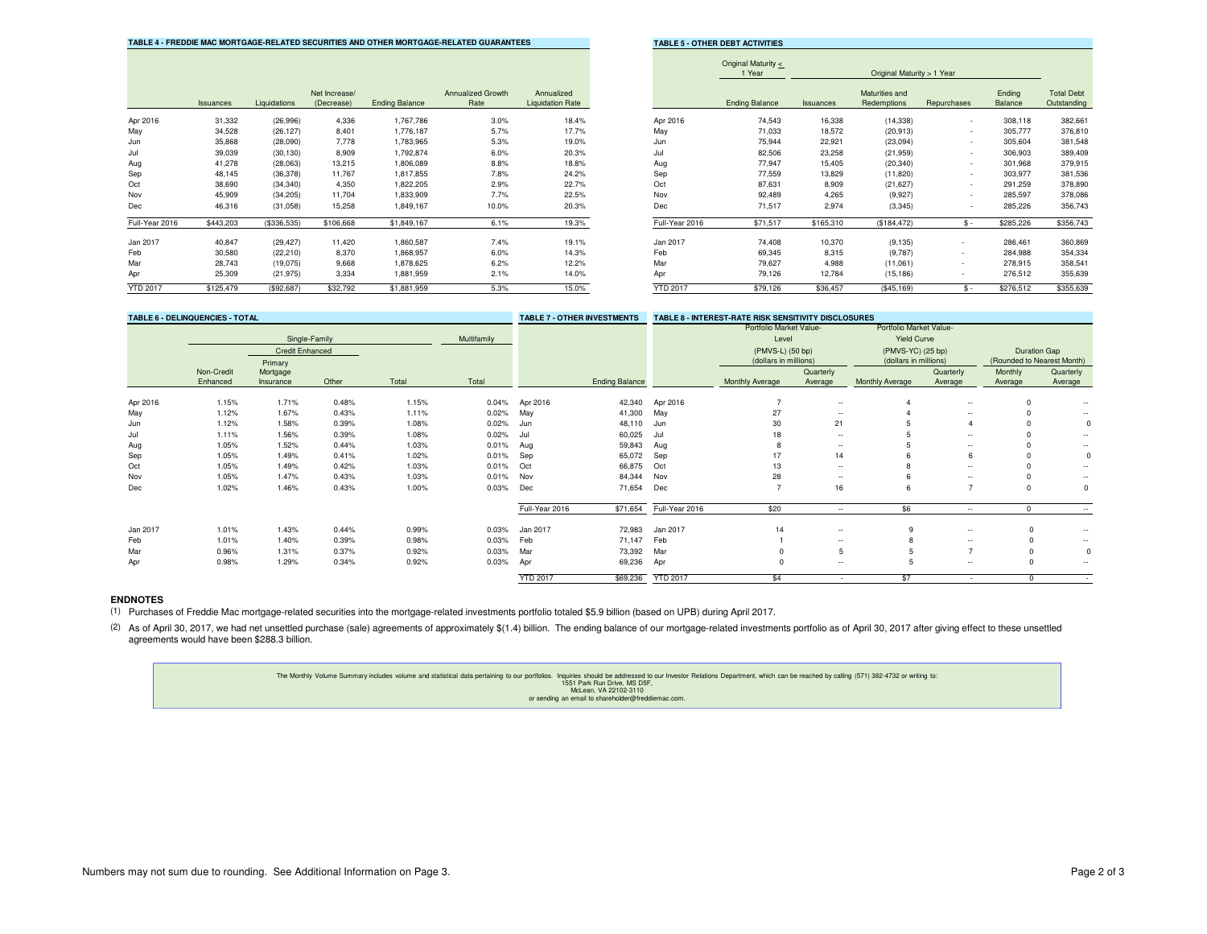**TABLE 4 - FREDDIE MAC MORTGAGE-RELATED SECURITIES AND OTHER MORTGAGE-RELATED GUARANTEES**

| | Issuances | Liquidations | Net Increase/ (Decrease) | Ending Balance | Annualized Growth Rate | Annualized Liquidation Rate |
|---|---|---|---|---|---|---|
| Apr 2016 | 31,332 | (26,996) | 4,336 | 1,767,786 | 3.0% | 18.4% |
| May | 34,528 | (26,127) | 8,401 | 1,776,187 | 5.7% | 17.7% |
| Jun | 35,868 | (28,090) | 7,778 | 1,783,965 | 5.3% | 19.0% |
| Jul | 39,039 | (30,130) | 8,909 | 1,792,874 | 6.0% | 20.3% |
| Aug | 41,278 | (28,063) | 13,215 | 1,806,089 | 8.8% | 18.8% |
| Sep | 48,145 | (36,378) | 11,767 | 1,817,855 | 7.8% | 24.2% |
| Oct | 38,690 | (34,340) | 4,350 | 1,822,205 | 2.9% | 22.7% |
| Nov | 45,909 | (34,205) | 11,704 | 1,833,909 | 7.7% | 22.5% |
| Dec | 46,316 | (31,058) | 15,258 | 1,849,167 | 10.0% | 20.3% |
| Full-Year 2016 | $443,203 | ($336,535) | $106,668 | $1,849,167 | 6.1% | 19.3% |
| Jan 2017 | 40,847 | (29,427) | 11,420 | 1,860,587 | 7.4% | 19.1% |
| Feb | 30,580 | (22,210) | 8,370 | 1,868,957 | 6.0% | 14.3% |
| Mar | 28,743 | (19,075) | 9,668 | 1,878,625 | 6.2% | 12.2% |
| Apr | 25,309 | (21,975) | 3,334 | 1,881,959 | 2.1% | 14.0% |
| YTD 2017 | $125,479 | ($92,687) | $32,792 | $1,881,959 | 5.3% | 15.0% |

**TABLE 5 - OTHER DEBT ACTIVITIES**

| | Original Maturity ≤ 1 Year | Original Maturity > 1 Year | | | | |
|---|---|---|---|---|---|---|
| | Ending Balance | Issuances | Maturities and Redemptions | Repurchases | Ending Balance | Total Debt Outstanding |
| Apr 2016 | 74,543 | 16,338 | (14,338) | - | 308,118 | 382,661 |
| May | 71,033 | 18,572 | (20,913) | - | 305,777 | 376,810 |
| Jun | 75,944 | 22,921 | (23,094) | - | 305,604 | 381,548 |
| Jul | 82,506 | 23,258 | (21,959) | - | 306,903 | 389,409 |
| Aug | 77,947 | 15,405 | (20,340) | - | 301,968 | 379,915 |
| Sep | 77,559 | 13,829 | (11,820) | - | 303,977 | 381,536 |
| Oct | 87,631 | 8,909 | (21,627) | - | 291,259 | 378,890 |
| Nov | 92,489 | 4,265 | (9,927) | - | 285,597 | 378,086 |
| Dec | 71,517 | 2,974 | (3,345) | - | 285,226 | 356,743 |
| Full-Year 2016 | $71,517 | $165,310 | ($184,472) | $ - | $285,226 | $356,743 |
| Jan 2017 | 74,408 | 10,370 | (9,135) | - | 286,461 | 360,869 |
| Feb | 69,345 | 8,315 | (9,787) | - | 284,988 | 354,334 |
| Mar | 79,627 | 4,988 | (11,061) | - | 278,915 | 358,541 |
| Apr | 79,126 | 12,784 | (15,186) | - | 276,512 | 355,639 |
| YTD 2017 | $79,126 | $36,457 | ($45,169) | $ - | $276,512 | $355,639 |

**TABLE 6 - DELINQUENCIES - TOTAL**

| | Single-Family | | | | Multifamily |
|---|---|---|---|---|---|
| | | Credit Enhanced | | | |
| | Non-Credit Enhanced | Primary Mortgage Insurance | Other | Total | Total |
| Apr 2016 | 1.15% | 1.71% | 0.48% | 1.15% | 0.04% |
| May | 1.12% | 1.67% | 0.43% | 1.11% | 0.02% |
| Jun | 1.12% | 1.58% | 0.39% | 1.08% | 0.02% |
| Jul | 1.11% | 1.56% | 0.39% | 1.08% | 0.02% |
| Aug | 1.05% | 1.52% | 0.44% | 1.03% | 0.01% |
| Sep | 1.05% | 1.49% | 0.41% | 1.02% | 0.01% |
| Oct | 1.05% | 1.49% | 0.42% | 1.03% | 0.01% |
| Nov | 1.05% | 1.47% | 0.43% | 1.03% | 0.01% |
| Dec | 1.02% | 1.46% | 0.43% | 1.00% | 0.03% |
| Jan 2017 | 1.01% | 1.43% | 0.44% | 0.99% | 0.03% |
| Feb | 1.01% | 1.40% | 0.39% | 0.98% | 0.03% |
| Mar | 0.96% | 1.31% | 0.37% | 0.92% | 0.03% |
| Apr | 0.98% | 1.29% | 0.34% | 0.92% | 0.03% |

**TABLE 7 - OTHER INVESTMENTS**

| | Ending Balance |
|---|---|
| Apr 2016 | 42,340 |
| May | 41,300 |
| Jun | 48,110 |
| Jul | 60,025 |
| Aug | 59,843 |
| Sep | 65,072 |
| Oct | 66,875 |
| Nov | 84,344 |
| Dec | 71,654 |
| Full-Year 2016 | $71,654 |
| Jan 2017 | 72,983 |
| Feb | 71,147 |
| Mar | 73,392 |
| Apr | 69,236 |
| YTD 2017 | $69,236 |

**TABLE 8 - INTEREST-RATE RISK SENSITIVITY DISCLOSURES**

| | Portfolio Market Value-Level (PMVS-L) (50 bp) (dollars in millions) | | Portfolio Market Value-Yield Curve (PMVS-YC) (25 bp) (dollars in millions) | | Duration Gap (Rounded to Nearest Month) | |
|---|---|---|---|---|---|---|
| | Monthly Average | Quarterly Average | Monthly Average | Quarterly Average | Monthly Average | Quarterly Average |
| Apr 2016 | 7 | -- | 4 | -- | 0 | -- |
| May | 27 | -- | 4 | -- | 0 | -- |
| Jun | 30 | 21 | 5 | 4 | 0 | 0 |
| Jul | 18 | -- | 5 | -- | 0 | -- |
| Aug | 8 | -- | 5 | -- | 0 | -- |
| Sep | 17 | 14 | 6 | 6 | 0 | 0 |
| Oct | 13 | -- | 8 | -- | 0 | -- |
| Nov | 28 | -- | 6 | -- | 0 | -- |
| Dec | 7 | 16 | 6 | 7 | 0 | 0 |
| Full-Year 2016 | $20 | -- | $6 | -- | 0 | -- |
| Jan 2017 | 14 | -- | 9 | -- | 0 | -- |
| Feb | 1 | -- | 8 | -- | 0 | -- |
| Mar | 0 | 5 | 5 | 7 | 0 | 0 |
| Apr | 0 | -- | 5 | -- | 0 | -- |
| YTD 2017 | $4 | - | $7 | - | 0 | - |

## ENDNOTES

(1) Purchases of Freddie Mac mortgage-related securities into the mortgage-related investments portfolio totaled $5.9 billion (based on UPB) during April 2017.

(2) As of April 30, 2017, we had net unsettled purchase (sale) agreements of approximately $(1.4) billion. The ending balance of our mortgage-related investments portfolio as of April 30, 2017 after giving effect to these unsettled agreements would have been $288.3 billion.

The Monthly Volume Summary includes volume and statistical data pertaining to our portfolios. Inquiries should be addressed to our Investor Relations Department, which can be reached by calling (571) 382-4732 or writing to:
1551 Park Run Drive, MS D5F,
McLean, VA 22102-3110
or sending an email to shareholder@freddiemac.com.

Numbers may not sum due to rounding. See Additional Information on Page 3.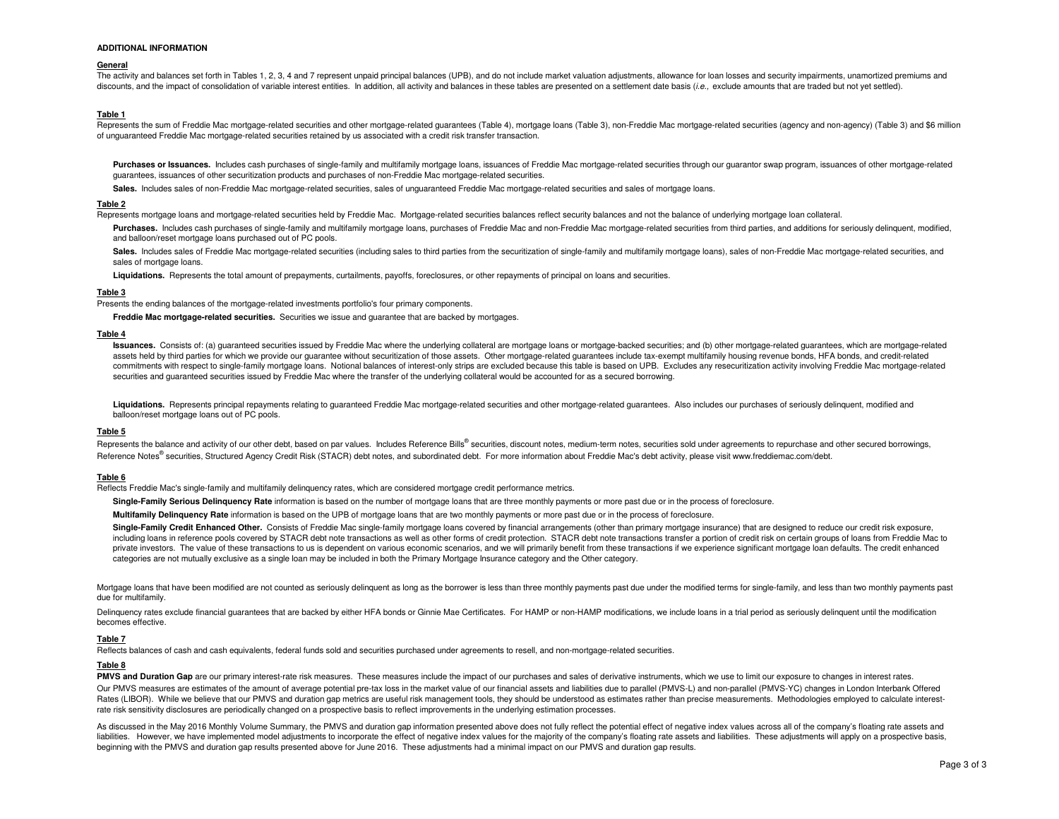## ADDITIONAL INFORMATION

### General

The activity and balances set forth in Tables 1, 2, 3, 4 and 7 represent unpaid principal balances (UPB), and do not include market valuation adjustments, allowance for loan losses and security impairments, unamortized premiums and discounts, and the impact of consolidation of variable interest entities. In addition, all activity and balances in these tables are presented on a settlement date basis (*i.e.,* exclude amounts that are traded but not yet settled).

### Table 1

Represents the sum of Freddie Mac mortgage-related securities and other mortgage-related guarantees (Table 4), mortgage loans (Table 3), non-Freddie Mac mortgage-related securities (agency and non-agency) (Table 3) and $6 million of unguaranteed Freddie Mac mortgage-related securities retained by us associated with a credit risk transfer transaction.

**Purchases or Issuances.** Includes cash purchases of single-family and multifamily mortgage loans, issuances of Freddie Mac mortgage-related securities through our guarantor swap program, issuances of other mortgage-related guarantees, issuances of other securitization products and purchases of non-Freddie Mac mortgage-related securities.

**Sales.** Includes sales of non-Freddie Mac mortgage-related securities, sales of unguaranteed Freddie Mac mortgage-related securities and sales of mortgage loans.

### Table 2

Represents mortgage loans and mortgage-related securities held by Freddie Mac. Mortgage-related securities balances reflect security balances and not the balance of underlying mortgage loan collateral.

**Purchases.** Includes cash purchases of single-family and multifamily mortgage loans, purchases of Freddie Mac and non-Freddie Mac mortgage-related securities from third parties, and additions for seriously delinquent, modified, and balloon/reset mortgage loans purchased out of PC pools.

**Sales.** Includes sales of Freddie Mac mortgage-related securities (including sales to third parties from the securitization of single-family and multifamily mortgage loans), sales of non-Freddie Mac mortgage-related securities, and sales of mortgage loans.

**Liquidations.** Represents the total amount of prepayments, curtailments, payoffs, foreclosures, or other repayments of principal on loans and securities.

### Table 3

Presents the ending balances of the mortgage-related investments portfolio's four primary components.

**Freddie Mac mortgage-related securities.** Securities we issue and guarantee that are backed by mortgages.

### Table 4

**Issuances.** Consists of: (a) guaranteed securities issued by Freddie Mac where the underlying collateral are mortgage loans or mortgage-backed securities; and (b) other mortgage-related guarantees, which are mortgage-related assets held by third parties for which we provide our guarantee without securitization of those assets. Other mortgage-related guarantees include tax-exempt multifamily housing revenue bonds, HFA bonds, and credit-related commitments with respect to single-family mortgage loans. Notional balances of interest-only strips are excluded because this table is based on UPB. Excludes any resecuritization activity involving Freddie Mac mortgage-related securities and guaranteed securities issued by Freddie Mac where the transfer of the underlying collateral would be accounted for as a secured borrowing.

**Liquidations.** Represents principal repayments relating to guaranteed Freddie Mac mortgage-related securities and other mortgage-related guarantees. Also includes our purchases of seriously delinquent, modified and balloon/reset mortgage loans out of PC pools.

### Table 5

Represents the balance and activity of our other debt, based on par values. Includes Reference Bills® securities, discount notes, medium-term notes, securities sold under agreements to repurchase and other secured borrowings, Reference Notes® securities, Structured Agency Credit Risk (STACR) debt notes, and subordinated debt. For more information about Freddie Mac's debt activity, please visit www.freddiemac.com/debt.

### Table 6

Reflects Freddie Mac's single-family and multifamily delinquency rates, which are considered mortgage credit performance metrics.

**Single-Family Serious Delinquency Rate** information is based on the number of mortgage loans that are three monthly payments or more past due or in the process of foreclosure.

**Multifamily Delinquency Rate** information is based on the UPB of mortgage loans that are two monthly payments or more past due or in the process of foreclosure.

**Single-Family Credit Enhanced Other.** Consists of Freddie Mac single-family mortgage loans covered by financial arrangements (other than primary mortgage insurance) that are designed to reduce our credit risk exposure, including loans in reference pools covered by STACR debt note transactions as well as other forms of credit protection. STACR debt note transactions transfer a portion of credit risk on certain groups of loans from Freddie Mac to private investors. The value of these transactions to us is dependent on various economic scenarios, and we will primarily benefit from these transactions if we experience significant mortgage loan defaults. The credit enhanced categories are not mutually exclusive as a single loan may be included in both the Primary Mortgage Insurance category and the Other category.

Mortgage loans that have been modified are not counted as seriously delinquent as long as the borrower is less than three monthly payments past due under the modified terms for single-family, and less than two monthly payments past due for multifamily.

Delinquency rates exclude financial guarantees that are backed by either HFA bonds or Ginnie Mae Certificates. For HAMP or non-HAMP modifications, we include loans in a trial period as seriously delinquent until the modification becomes effective.

### Table 7

Reflects balances of cash and cash equivalents, federal funds sold and securities purchased under agreements to resell, and non-mortgage-related securities.

### Table 8

**PMVS and Duration Gap** are our primary interest-rate risk measures. These measures include the impact of our purchases and sales of derivative instruments, which we use to limit our exposure to changes in interest rates.

Our PMVS measures are estimates of the amount of average potential pre-tax loss in the market value of our financial assets and liabilities due to parallel (PMVS-L) and non-parallel (PMVS-YC) changes in London Interbank Offered Rates (LIBOR). While we believe that our PMVS and duration gap metrics are useful risk management tools, they should be understood as estimates rather than precise measurements. Methodologies employed to calculate interest-rate risk sensitivity disclosures are periodically changed on a prospective basis to reflect improvements in the underlying estimation processes.

As discussed in the May 2016 Monthly Volume Summary, the PMVS and duration gap information presented above does not fully reflect the potential effect of negative index values across all of the company's floating rate assets and liabilities. However, we have implemented model adjustments to incorporate the effect of negative index values for the majority of the company's floating rate assets and liabilities. These adjustments will apply on a prospective basis, beginning with the PMVS and duration gap results presented above for June 2016. These adjustments had a minimal impact on our PMVS and duration gap results.